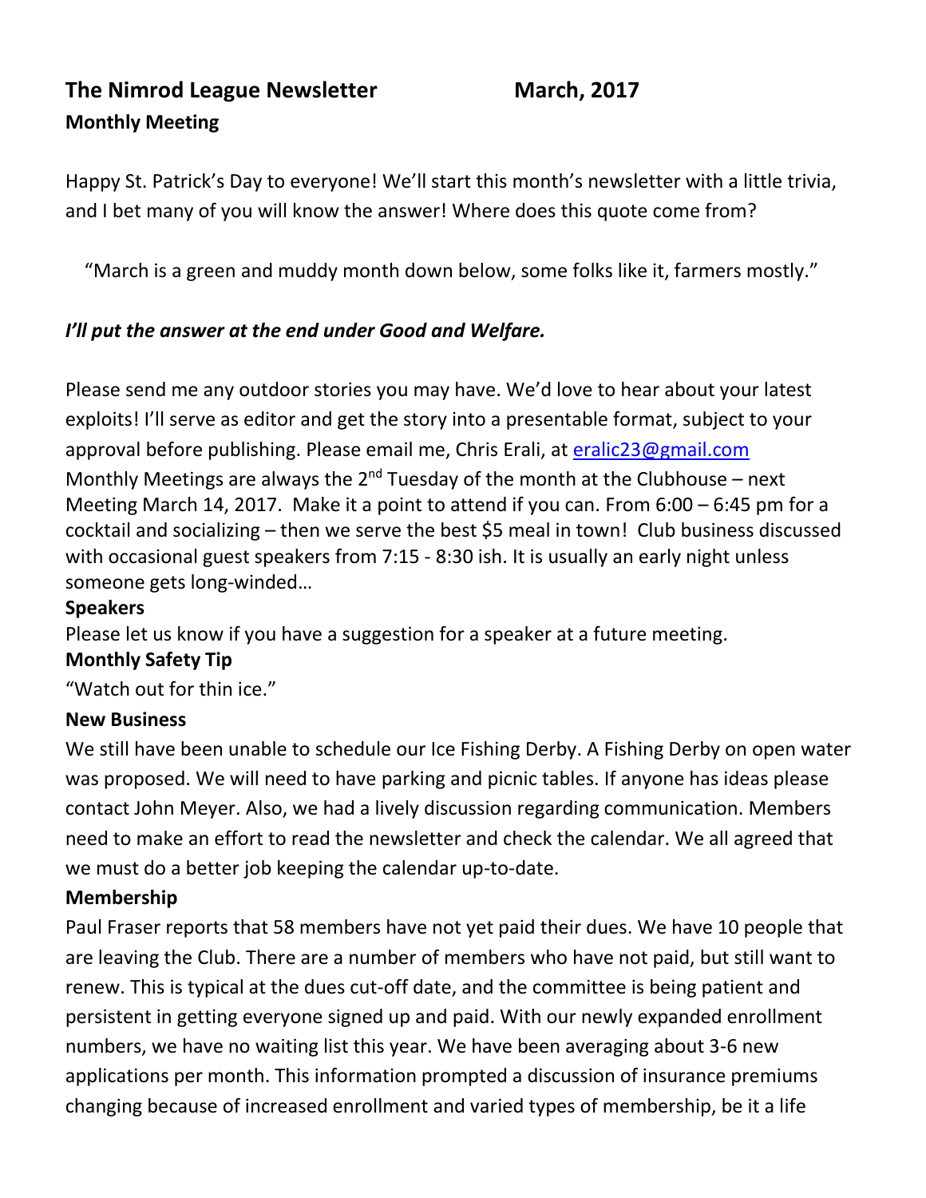**The Nimrod League Newsletter March, 2017**

**Monthly Meeting**

Happy St. Patrick's Day to everyone! We'll start this month's newsletter with a little trivia, and I bet many of you will know the answer! Where does this quote come from?

"March is a green and muddy month down below, some folks like it, farmers mostly."

***I'll put the answer at the end under Good and Welfare.***

Please send me any outdoor stories you may have. We'd love to hear about your latest exploits! I'll serve as editor and get the story into a presentable format, subject to your approval before publishing. Please email me, Chris Erali, at eralic23@gmail.com
Monthly Meetings are always the 2nd Tuesday of the month at the Clubhouse – next Meeting March 14, 2017. Make it a point to attend if you can. From 6:00 – 6:45 pm for a cocktail and socializing – then we serve the best $5 meal in town! Club business discussed with occasional guest speakers from 7:15 - 8:30 ish. It is usually an early night unless someone gets long-winded…

**Speakers**

Please let us know if you have a suggestion for a speaker at a future meeting.

**Monthly Safety Tip**

"Watch out for thin ice."

**New Business**

We still have been unable to schedule our Ice Fishing Derby. A Fishing Derby on open water was proposed. We will need to have parking and picnic tables. If anyone has ideas please contact John Meyer. Also, we had a lively discussion regarding communication. Members need to make an effort to read the newsletter and check the calendar. We all agreed that we must do a better job keeping the calendar up-to-date.

**Membership**

Paul Fraser reports that 58 members have not yet paid their dues. We have 10 people that are leaving the Club. There are a number of members who have not paid, but still want to renew. This is typical at the dues cut-off date, and the committee is being patient and persistent in getting everyone signed up and paid. With our newly expanded enrollment numbers, we have no waiting list this year. We have been averaging about 3-6 new applications per month. This information prompted a discussion of insurance premiums changing because of increased enrollment and varied types of membership, be it a life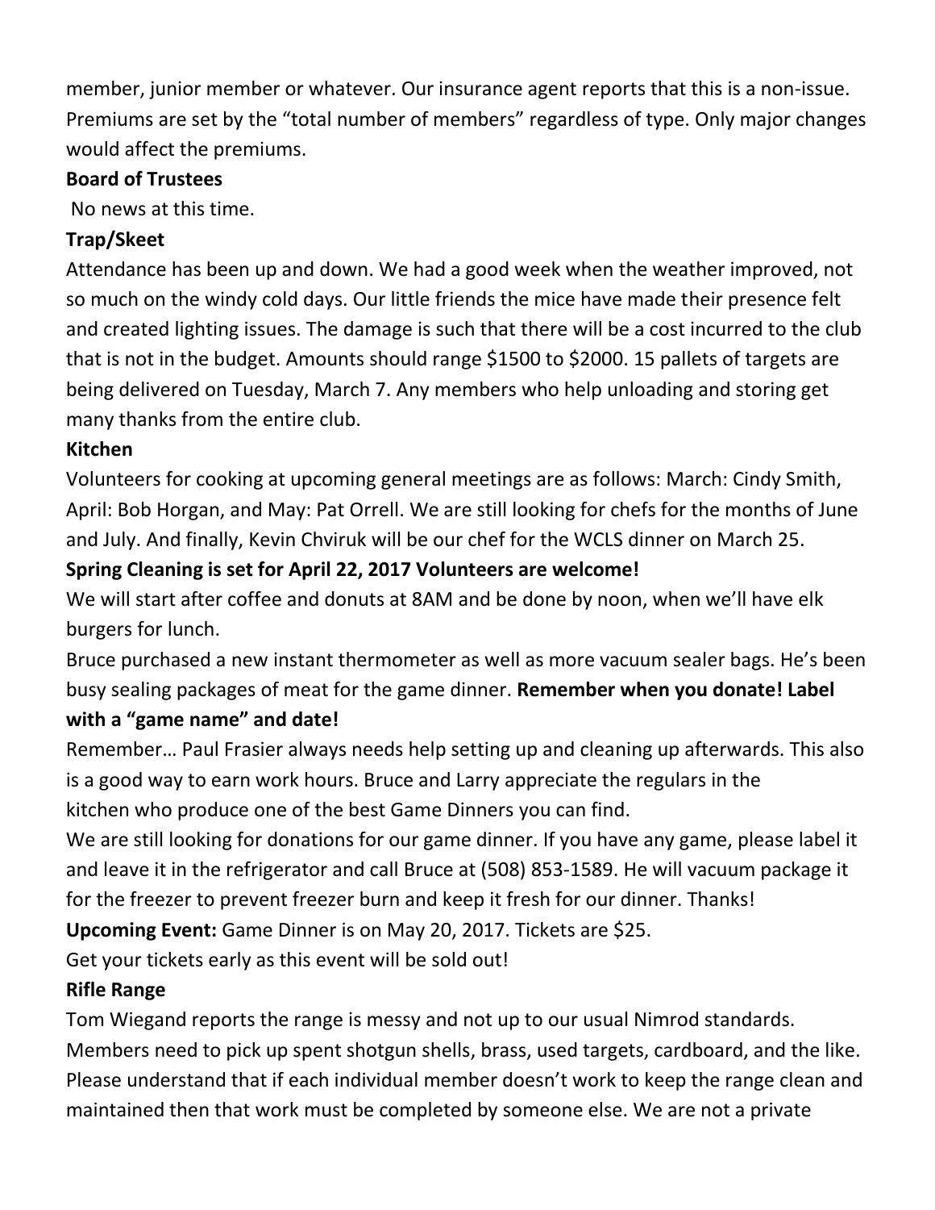member, junior member or whatever. Our insurance agent reports that this is a non-issue. Premiums are set by the "total number of members" regardless of type. Only major changes would affect the premiums.

**Board of Trustees**

No news at this time.

**Trap/Skeet**

Attendance has been up and down. We had a good week when the weather improved, not so much on the windy cold days. Our little friends the mice have made their presence felt and created lighting issues. The damage is such that there will be a cost incurred to the club that is not in the budget. Amounts should range $1500 to $2000. 15 pallets of targets are being delivered on Tuesday, March 7. Any members who help unloading and storing get many thanks from the entire club.

**Kitchen**

Volunteers for cooking at upcoming general meetings are as follows: March: Cindy Smith, April: Bob Horgan, and May: Pat Orrell. We are still looking for chefs for the months of June and July. And finally, Kevin Chviruk will be our chef for the WCLS dinner on March 25.

**Spring Cleaning is set for April 22, 2017 Volunteers are welcome!**

We will start after coffee and donuts at 8AM and be done by noon, when we'll have elk burgers for lunch.

Bruce purchased a new instant thermometer as well as more vacuum sealer bags. He's been busy sealing packages of meat for the game dinner. **Remember when you donate! Label with a "game name" and date!**

Remember… Paul Frasier always needs help setting up and cleaning up afterwards. This also is a good way to earn work hours. Bruce and Larry appreciate the regulars in the kitchen who produce one of the best Game Dinners you can find.

We are still looking for donations for our game dinner. If you have any game, please label it and leave it in the refrigerator and call Bruce at (508) 853-1589. He will vacuum package it for the freezer to prevent freezer burn and keep it fresh for our dinner. Thanks!

**Upcoming Event:** Game Dinner is on May 20, 2017. Tickets are $25.

Get your tickets early as this event will be sold out!

**Rifle Range**

Tom Wiegand reports the range is messy and not up to our usual Nimrod standards. Members need to pick up spent shotgun shells, brass, used targets, cardboard, and the like. Please understand that if each individual member doesn't work to keep the range clean and maintained then that work must be completed by someone else. We are not a private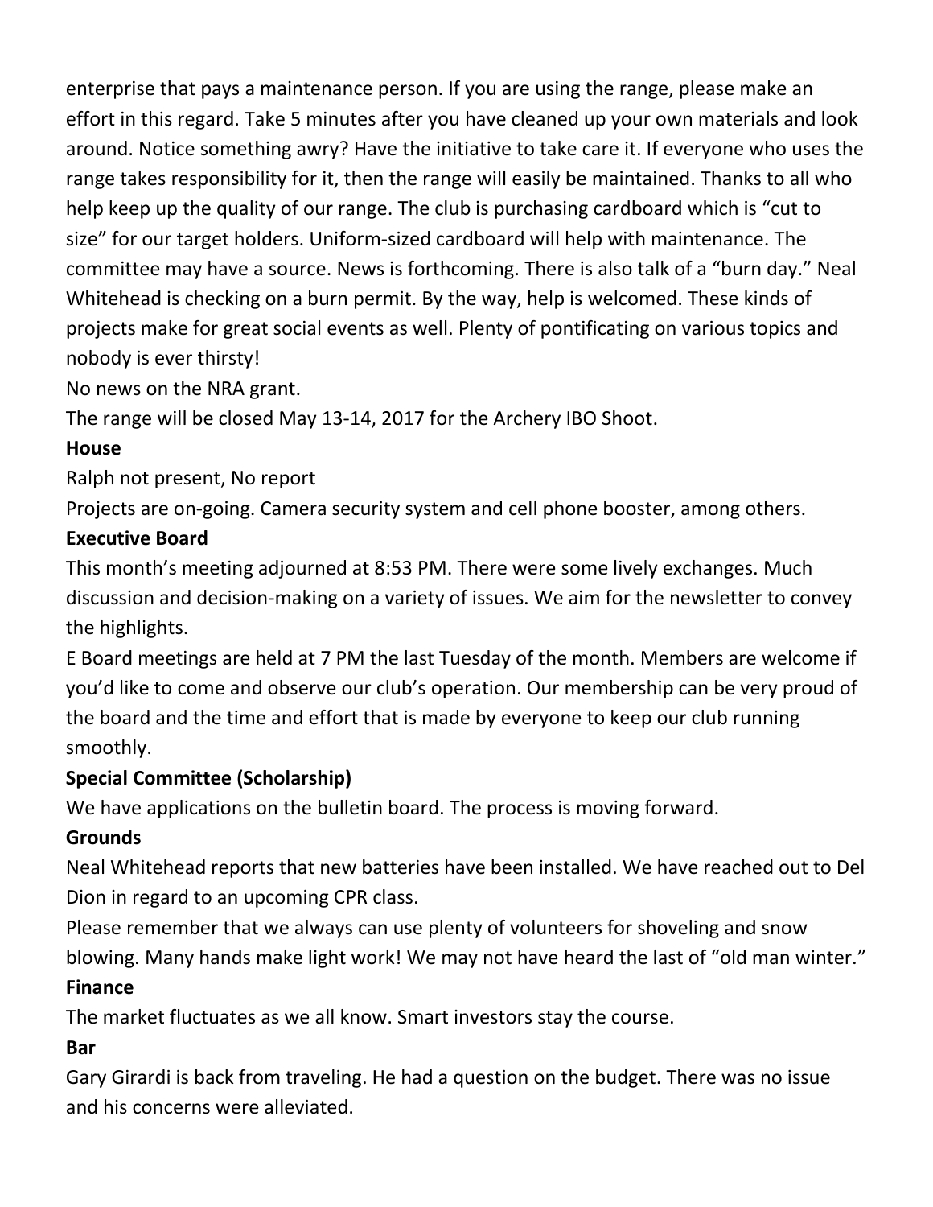enterprise that pays a maintenance person. If you are using the range, please make an effort in this regard. Take 5 minutes after you have cleaned up your own materials and look around. Notice something awry? Have the initiative to take care it. If everyone who uses the range takes responsibility for it, then the range will easily be maintained. Thanks to all who help keep up the quality of our range. The club is purchasing cardboard which is "cut to size" for our target holders. Uniform-sized cardboard will help with maintenance. The committee may have a source. News is forthcoming. There is also talk of a "burn day." Neal Whitehead is checking on a burn permit. By the way, help is welcomed. These kinds of projects make for great social events as well. Plenty of pontificating on various topics and nobody is ever thirsty!

No news on the NRA grant.

The range will be closed May 13-14, 2017 for the Archery IBO Shoot.

**House**

Ralph not present, No report

Projects are on-going. Camera security system and cell phone booster, among others.

**Executive Board**

This month's meeting adjourned at 8:53 PM. There were some lively exchanges. Much discussion and decision-making on a variety of issues. We aim for the newsletter to convey the highlights.

E Board meetings are held at 7 PM the last Tuesday of the month. Members are welcome if you'd like to come and observe our club's operation. Our membership can be very proud of the board and the time and effort that is made by everyone to keep our club running smoothly.

**Special Committee (Scholarship)**

We have applications on the bulletin board. The process is moving forward.

**Grounds**

Neal Whitehead reports that new batteries have been installed. We have reached out to Del Dion in regard to an upcoming CPR class.

Please remember that we always can use plenty of volunteers for shoveling and snow blowing. Many hands make light work! We may not have heard the last of "old man winter."

**Finance**

The market fluctuates as we all know. Smart investors stay the course.

**Bar**

Gary Girardi is back from traveling. He had a question on the budget. There was no issue and his concerns were alleviated.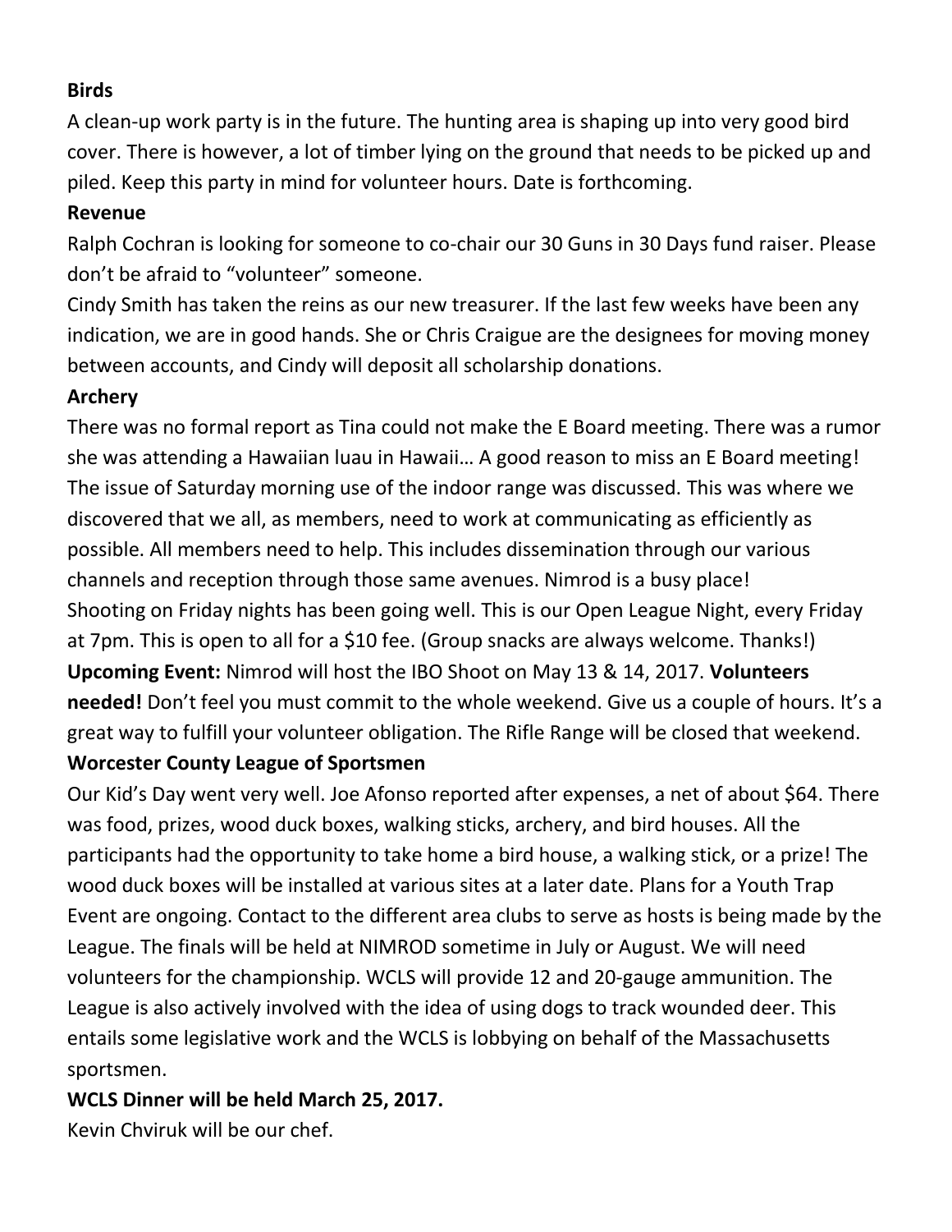**Birds**

A clean-up work party is in the future. The hunting area is shaping up into very good bird cover. There is however, a lot of timber lying on the ground that needs to be picked up and piled. Keep this party in mind for volunteer hours. Date is forthcoming.

**Revenue**

Ralph Cochran is looking for someone to co-chair our 30 Guns in 30 Days fund raiser. Please don't be afraid to "volunteer" someone.

Cindy Smith has taken the reins as our new treasurer. If the last few weeks have been any indication, we are in good hands. She or Chris Craigue are the designees for moving money between accounts, and Cindy will deposit all scholarship donations.

**Archery**

There was no formal report as Tina could not make the E Board meeting. There was a rumor she was attending a Hawaiian luau in Hawaii… A good reason to miss an E Board meeting!

The issue of Saturday morning use of the indoor range was discussed. This was where we discovered that we all, as members, need to work at communicating as efficiently as possible. All members need to help. This includes dissemination through our various channels and reception through those same avenues. Nimrod is a busy place!

Shooting on Friday nights has been going well. This is our Open League Night, every Friday at 7pm. This is open to all for a $10 fee. (Group snacks are always welcome. Thanks!)

**Upcoming Event:** Nimrod will host the IBO Shoot on May 13 & 14, 2017. **Volunteers needed!** Don't feel you must commit to the whole weekend. Give us a couple of hours. It's a great way to fulfill your volunteer obligation. The Rifle Range will be closed that weekend.

**Worcester County League of Sportsmen**

Our Kid's Day went very well. Joe Afonso reported after expenses, a net of about $64. There was food, prizes, wood duck boxes, walking sticks, archery, and bird houses. All the participants had the opportunity to take home a bird house, a walking stick, or a prize! The wood duck boxes will be installed at various sites at a later date. Plans for a Youth Trap Event are ongoing. Contact to the different area clubs to serve as hosts is being made by the League. The finals will be held at NIMROD sometime in July or August. We will need volunteers for the championship. WCLS will provide 12 and 20-gauge ammunition. The League is also actively involved with the idea of using dogs to track wounded deer. This entails some legislative work and the WCLS is lobbying on behalf of the Massachusetts sportsmen.

**WCLS Dinner will be held March 25, 2017.**

Kevin Chviruk will be our chef.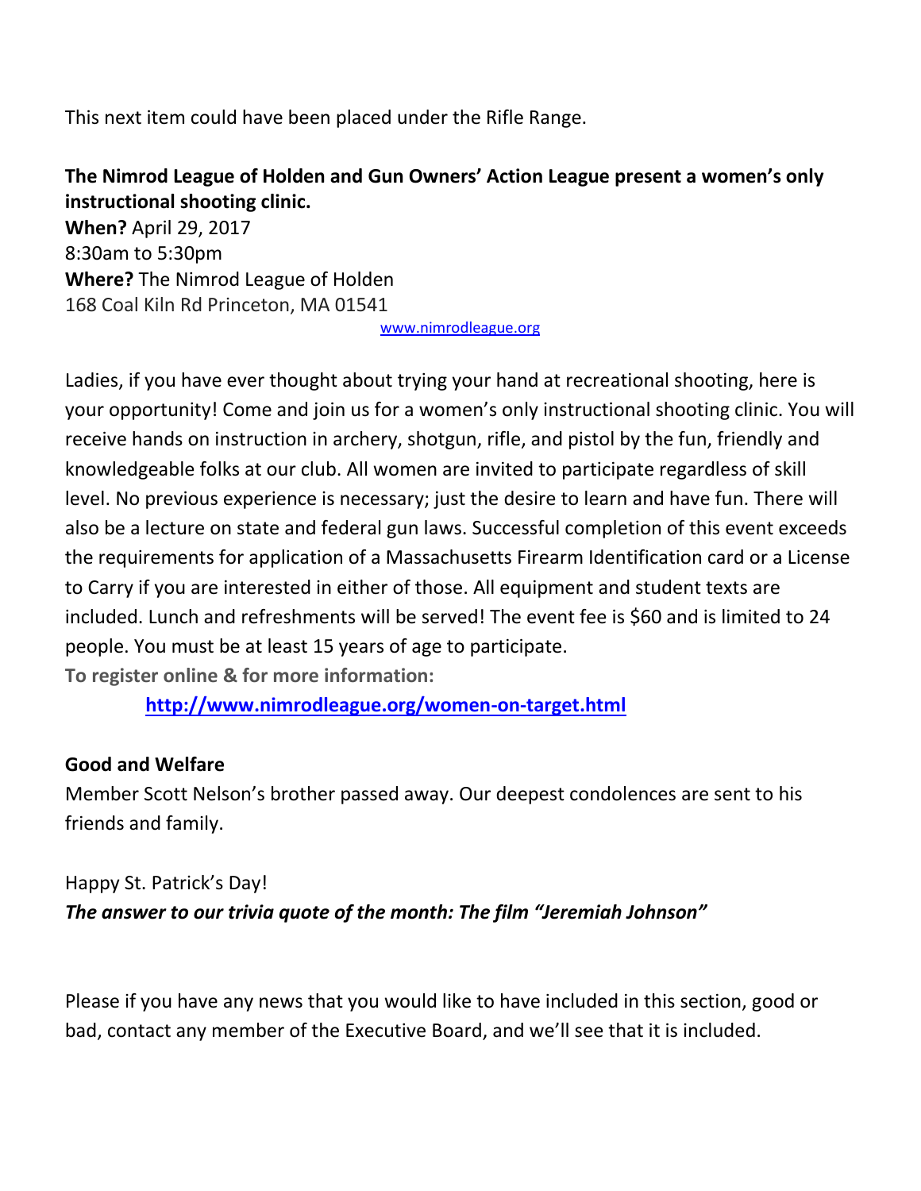This next item could have been placed under the Rifle Range.

**The Nimrod League of Holden and Gun Owners' Action League present a women's only instructional shooting clinic.**
**When?** April 29, 2017
8:30am to 5:30pm
**Where?** The Nimrod League of Holden
168 Coal Kiln Rd Princeton, MA 01541
www.nimrodleague.org

Ladies, if you have ever thought about trying your hand at recreational shooting, here is your opportunity! Come and join us for a women's only instructional shooting clinic. You will receive hands on instruction in archery, shotgun, rifle, and pistol by the fun, friendly and knowledgeable folks at our club. All women are invited to participate regardless of skill level. No previous experience is necessary; just the desire to learn and have fun. There will also be a lecture on state and federal gun laws. Successful completion of this event exceeds the requirements for application of a Massachusetts Firearm Identification card or a License to Carry if you are interested in either of those. All equipment and student texts are included. Lunch and refreshments will be served! The event fee is $60 and is limited to 24 people. You must be at least 15 years of age to participate.

**To register online & for more information:**

**http://www.nimrodleague.org/women-on-target.html**

**Good and Welfare**

Member Scott Nelson's brother passed away. Our deepest condolences are sent to his friends and family.

Happy St. Patrick's Day!

***The answer to our trivia quote of the month: The film "Jeremiah Johnson"***

Please if you have any news that you would like to have included in this section, good or bad, contact any member of the Executive Board, and we'll see that it is included.